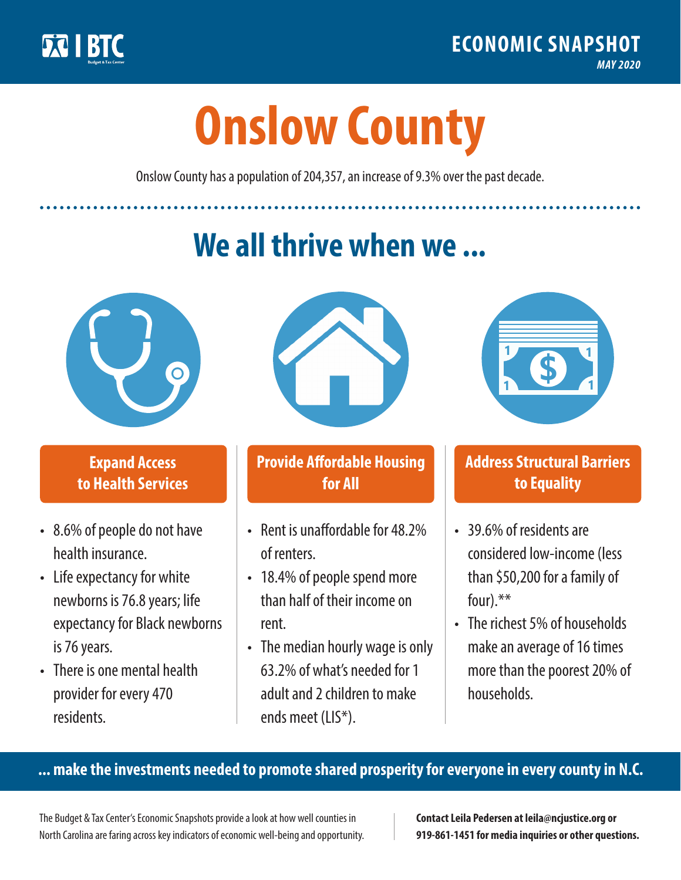BTC | Budget & Tax Center

**ECONOMIC SNAPSHOT**
*MAY 2020*

# Onslow County

Onslow County has a population of 204,357, an increase of 9.3% over the past decade.

## We all thrive when we ...

### Expand Access to Health Services

- 8.6% of people do not have health insurance.
- Life expectancy for white newborns is 76.8 years; life expectancy for Black newborns is 76 years.
- There is one mental health provider for every 470 residents.

### Provide Affordable Housing for All

- Rent is unaffordable for 48.2% of renters.
- 18.4% of people spend more than half of their income on rent.
- The median hourly wage is only 63.2% of what's needed for 1 adult and 2 children to make ends meet (LIS*).

### Address Structural Barriers to Equality

- 39.6% of residents are considered low-income (less than $50,200 for a family of four).**
- The richest 5% of households make an average of 16 times more than the poorest 20% of households.

**... make the investments needed to promote shared prosperity for everyone in every county in N.C.**

The Budget & Tax Center's Economic Snapshots provide a look at how well counties in North Carolina are faring across key indicators of economic well-being and opportunity.

**Contact Leila Pedersen at leila@ncjustice.org or 919-861-1451 for media inquiries or other questions.**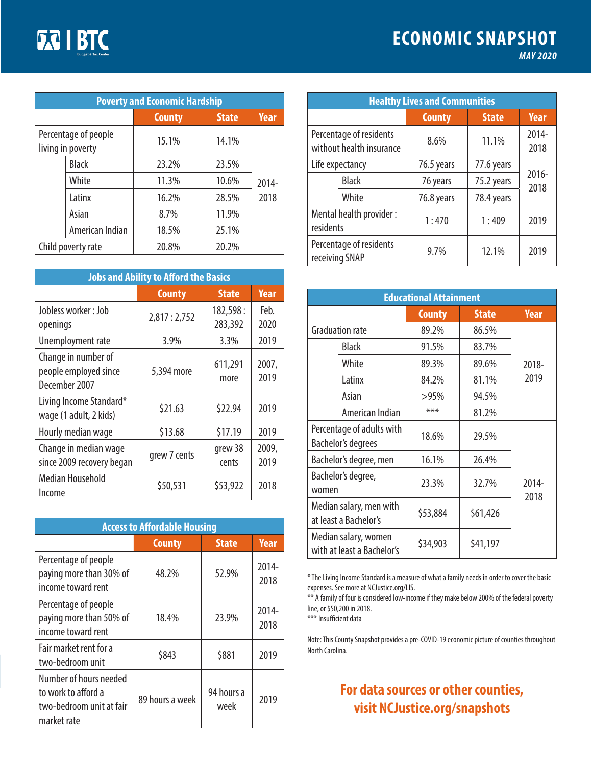BTC Budget & Tax Center

# ECONOMIC SNAPSHOT

*MAY 2020*

## Poverty and Economic Hardship

| | | County | State | Year |
|---|---|---|---|---|
| Percentage of people living in poverty | | 15.1% | 14.1% | 2014-2018 |
| | Black | 23.2% | 23.5% | |
| | White | 11.3% | 10.6% | |
| | Latinx | 16.2% | 28.5% | |
| | Asian | 8.7% | 11.9% | |
| | American Indian | 18.5% | 25.1% | |
| Child poverty rate | | 20.8% | 20.2% | |

## Jobs and Ability to Afford the Basics

| | County | State | Year |
|---|---|---|---|
| Jobless worker : Job openings | 2,817 : 2,752 | 182,598 : 283,392 | Feb. 2020 |
| Unemployment rate | 3.9% | 3.3% | 2019 |
| Change in number of people employed since December 2007 | 5,394 more | 611,291 more | 2007, 2019 |
| Living Income Standard* wage (1 adult, 2 kids) | $21.63 | $22.94 | 2019 |
| Hourly median wage | $13.68 | $17.19 | 2019 |
| Change in median wage since 2009 recovery began | grew 7 cents | grew 38 cents | 2009, 2019 |
| Median Household Income | $50,531 | $53,922 | 2018 |

## Access to Affordable Housing

| | County | State | Year |
|---|---|---|---|
| Percentage of people paying more than 30% of income toward rent | 48.2% | 52.9% | 2014-2018 |
| Percentage of people paying more than 50% of income toward rent | 18.4% | 23.9% | 2014-2018 |
| Fair market rent for a two-bedroom unit | $843 | $881 | 2019 |
| Number of hours needed to work to afford a two-bedroom unit at fair market rate | 89 hours a week | 94 hours a week | 2019 |

## Healthy Lives and Communities

| | | County | State | Year |
|---|---|---|---|---|
| Percentage of residents without health insurance | | 8.6% | 11.1% | 2014-2018 |
| Life expectancy | | 76.5 years | 77.6 years | 2016-2018 |
| | Black | 76 years | 75.2 years | |
| | White | 76.8 years | 78.4 years | |
| Mental health provider : residents | | 1 : 470 | 1 : 409 | 2019 |
| Percentage of residents receiving SNAP | | 9.7% | 12.1% | 2019 |

## Educational Attainment

| | | County | State | Year |
|---|---|---|---|---|
| Graduation rate | | 89.2% | 86.5% | 2018-2019 |
| | Black | 91.5% | 83.7% | |
| | White | 89.3% | 89.6% | |
| | Latinx | 84.2% | 81.1% | |
| | Asian | >95% | 94.5% | |
| | American Indian | *** | 81.2% | |
| Percentage of adults with Bachelor's degrees | | 18.6% | 29.5% | 2014-2018 |
| Bachelor's degree, men | | 16.1% | 26.4% | |
| Bachelor's degree, women | | 23.3% | 32.7% | |
| Median salary, men with at least a Bachelor's | | $53,884 | $61,426 | |
| Median salary, women with at least a Bachelor's | | $34,903 | $41,197 | |

* The Living Income Standard is a measure of what a family needs in order to cover the basic expenses. See more at NCJustice.org/LIS.

** A family of four is considered low-income if they make below 200% of the federal poverty line, or $50,200 in 2018.

*** Insufficient data

Note: This County Snapshot provides a pre-COVID-19 economic picture of counties throughout North Carolina.

**For data sources or other counties, visit NCJustice.org/snapshots**